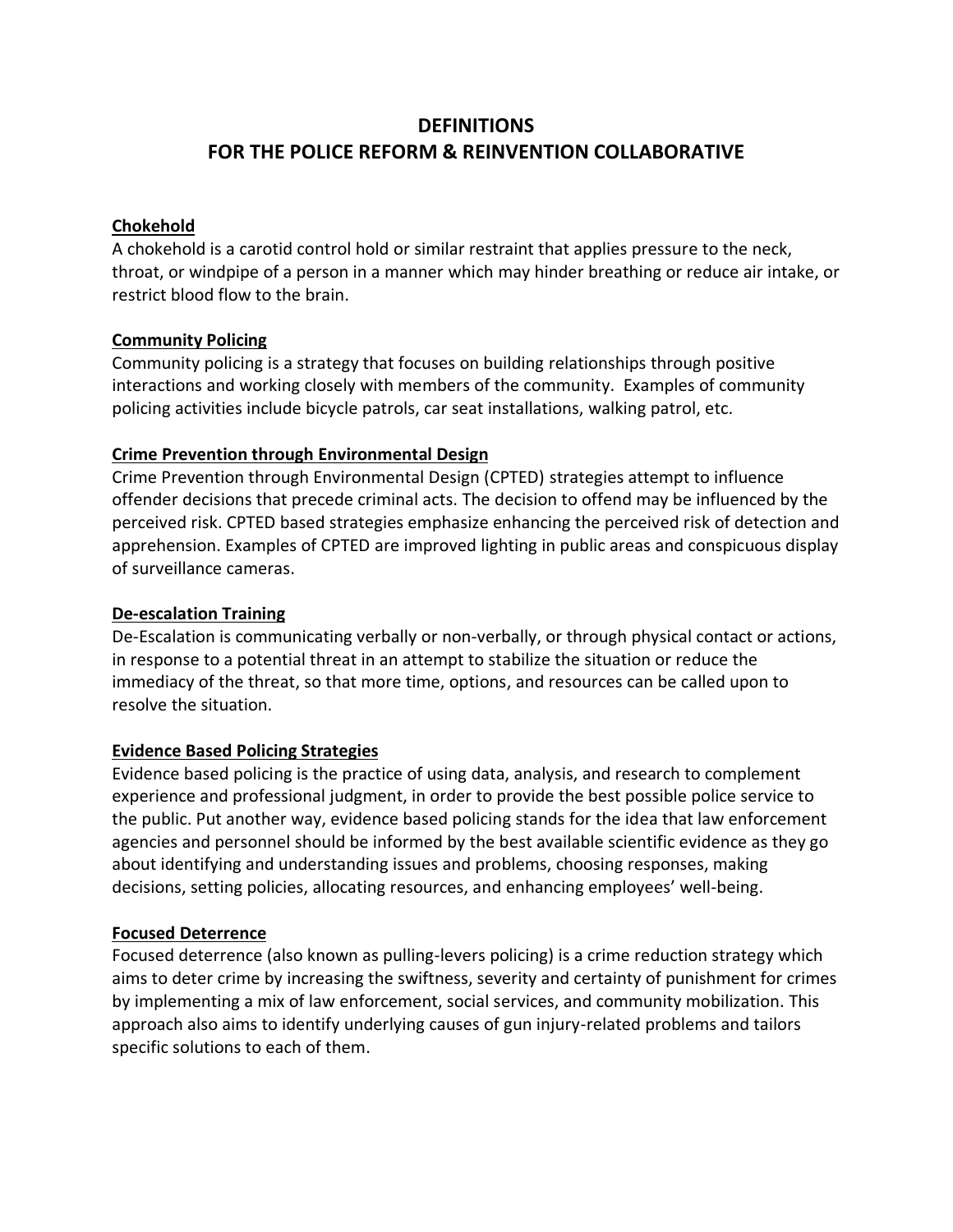# DEFINITIONS
# FOR THE POLICE REFORM & REINVENTION COLLABORATIVE

## Chokehold

A chokehold is a carotid control hold or similar restraint that applies pressure to the neck, throat, or windpipe of a person in a manner which may hinder breathing or reduce air intake, or restrict blood flow to the brain.

## Community Policing

Community policing is a strategy that focuses on building relationships through positive interactions and working closely with members of the community. Examples of community policing activities include bicycle patrols, car seat installations, walking patrol, etc.

## Crime Prevention through Environmental Design

Crime Prevention through Environmental Design (CPTED) strategies attempt to influence offender decisions that precede criminal acts. The decision to offend may be influenced by the perceived risk. CPTED based strategies emphasize enhancing the perceived risk of detection and apprehension. Examples of CPTED are improved lighting in public areas and conspicuous display of surveillance cameras.

## De-escalation Training

De-Escalation is communicating verbally or non-verbally, or through physical contact or actions, in response to a potential threat in an attempt to stabilize the situation or reduce the immediacy of the threat, so that more time, options, and resources can be called upon to resolve the situation.

## Evidence Based Policing Strategies

Evidence based policing is the practice of using data, analysis, and research to complement experience and professional judgment, in order to provide the best possible police service to the public. Put another way, evidence based policing stands for the idea that law enforcement agencies and personnel should be informed by the best available scientific evidence as they go about identifying and understanding issues and problems, choosing responses, making decisions, setting policies, allocating resources, and enhancing employees' well-being.

## Focused Deterrence

Focused deterrence (also known as pulling-levers policing) is a crime reduction strategy which aims to deter crime by increasing the swiftness, severity and certainty of punishment for crimes by implementing a mix of law enforcement, social services, and community mobilization. This approach also aims to identify underlying causes of gun injury-related problems and tailors specific solutions to each of them.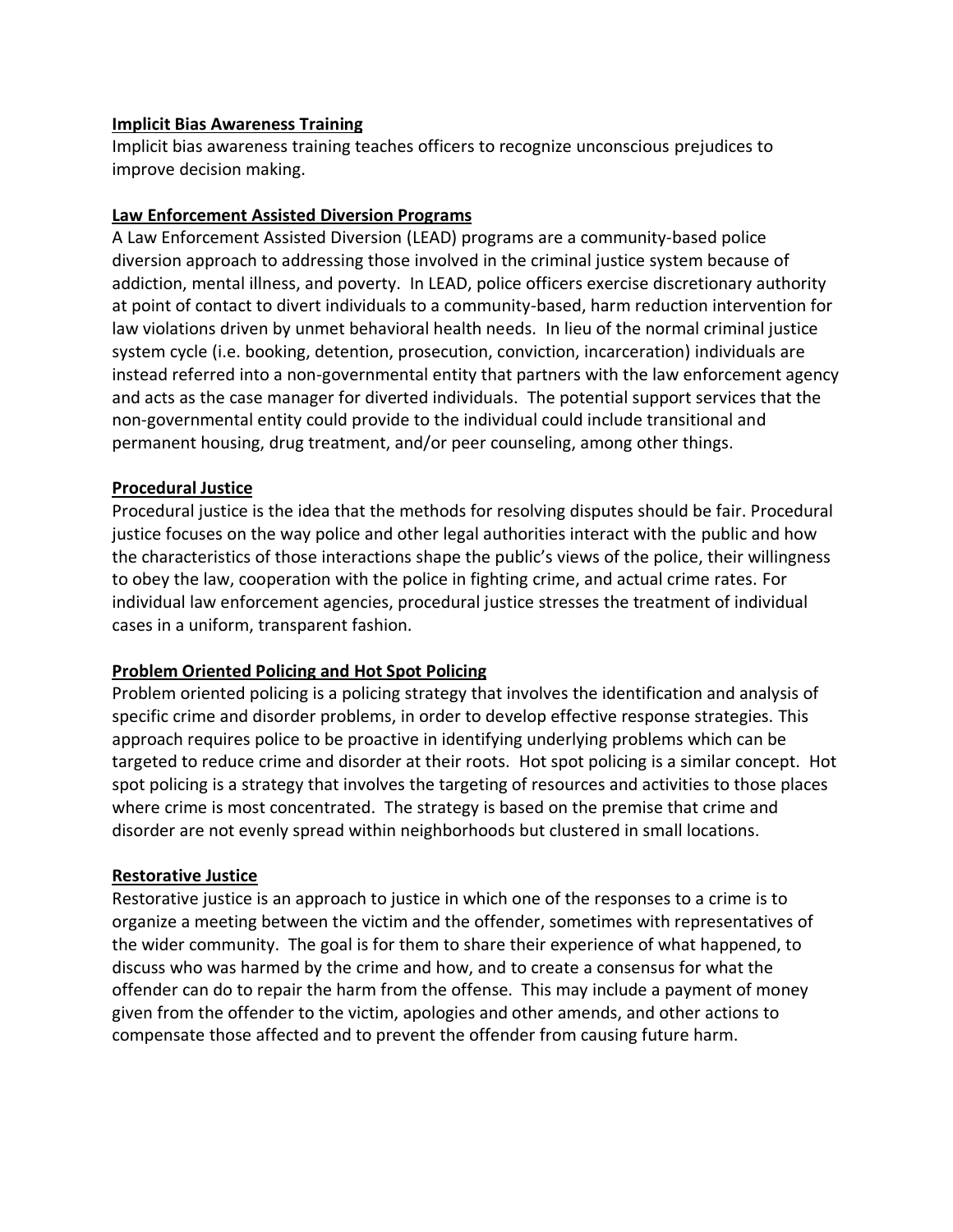**Implicit Bias Awareness Training**

Implicit bias awareness training teaches officers to recognize unconscious prejudices to improve decision making.

**Law Enforcement Assisted Diversion Programs**

A Law Enforcement Assisted Diversion (LEAD) programs are a community-based police diversion approach to addressing those involved in the criminal justice system because of addiction, mental illness, and poverty. In LEAD, police officers exercise discretionary authority at point of contact to divert individuals to a community-based, harm reduction intervention for law violations driven by unmet behavioral health needs. In lieu of the normal criminal justice system cycle (i.e. booking, detention, prosecution, conviction, incarceration) individuals are instead referred into a non-governmental entity that partners with the law enforcement agency and acts as the case manager for diverted individuals. The potential support services that the non-governmental entity could provide to the individual could include transitional and permanent housing, drug treatment, and/or peer counseling, among other things.

**Procedural Justice**

Procedural justice is the idea that the methods for resolving disputes should be fair. Procedural justice focuses on the way police and other legal authorities interact with the public and how the characteristics of those interactions shape the public's views of the police, their willingness to obey the law, cooperation with the police in fighting crime, and actual crime rates. For individual law enforcement agencies, procedural justice stresses the treatment of individual cases in a uniform, transparent fashion.

**Problem Oriented Policing and Hot Spot Policing**

Problem oriented policing is a policing strategy that involves the identification and analysis of specific crime and disorder problems, in order to develop effective response strategies. This approach requires police to be proactive in identifying underlying problems which can be targeted to reduce crime and disorder at their roots. Hot spot policing is a similar concept. Hot spot policing is a strategy that involves the targeting of resources and activities to those places where crime is most concentrated. The strategy is based on the premise that crime and disorder are not evenly spread within neighborhoods but clustered in small locations.

**Restorative Justice**

Restorative justice is an approach to justice in which one of the responses to a crime is to organize a meeting between the victim and the offender, sometimes with representatives of the wider community. The goal is for them to share their experience of what happened, to discuss who was harmed by the crime and how, and to create a consensus for what the offender can do to repair the harm from the offense. This may include a payment of money given from the offender to the victim, apologies and other amends, and other actions to compensate those affected and to prevent the offender from causing future harm.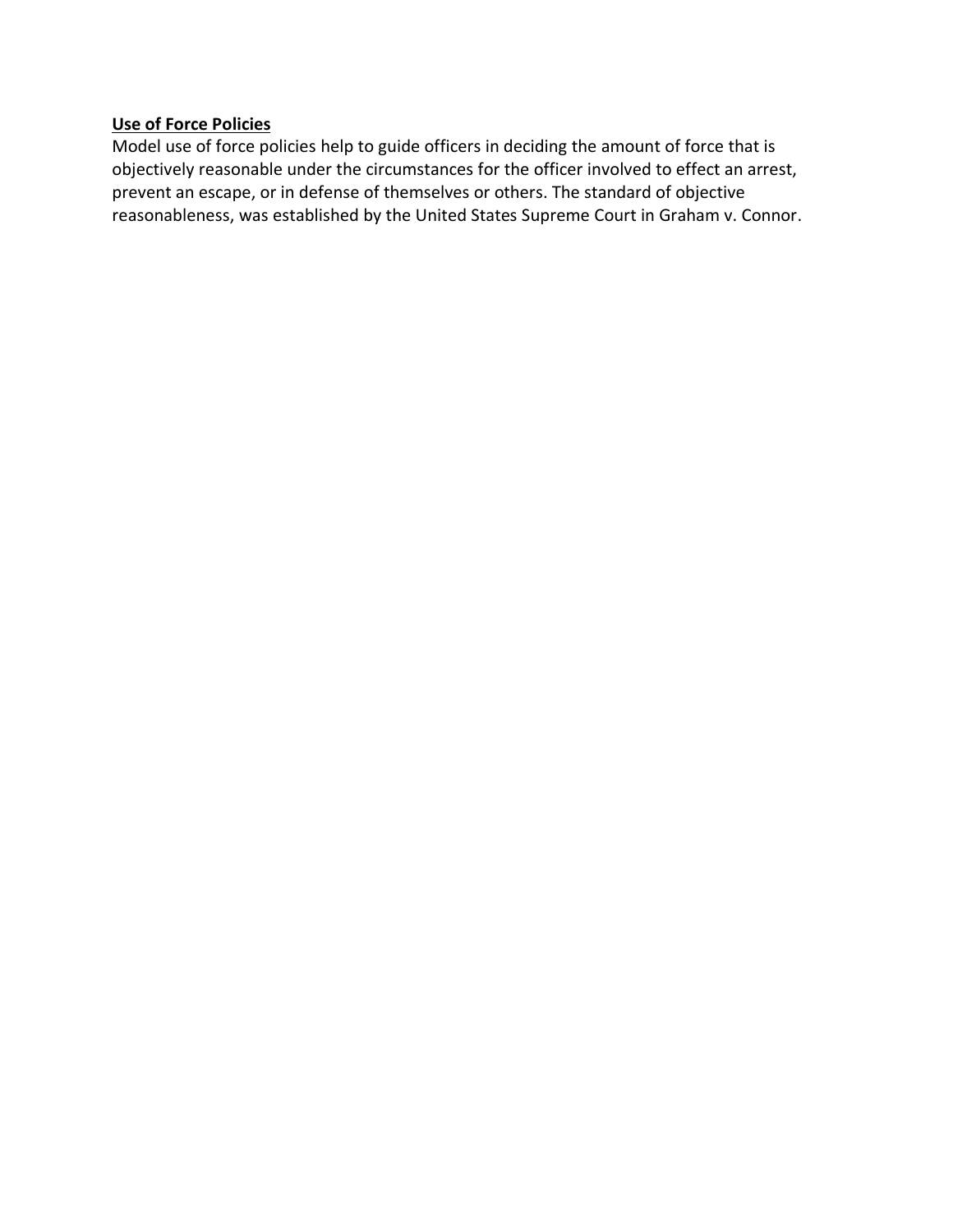**Use of Force Policies**

Model use of force policies help to guide officers in deciding the amount of force that is objectively reasonable under the circumstances for the officer involved to effect an arrest, prevent an escape, or in defense of themselves or others. The standard of objective reasonableness, was established by the United States Supreme Court in Graham v. Connor.